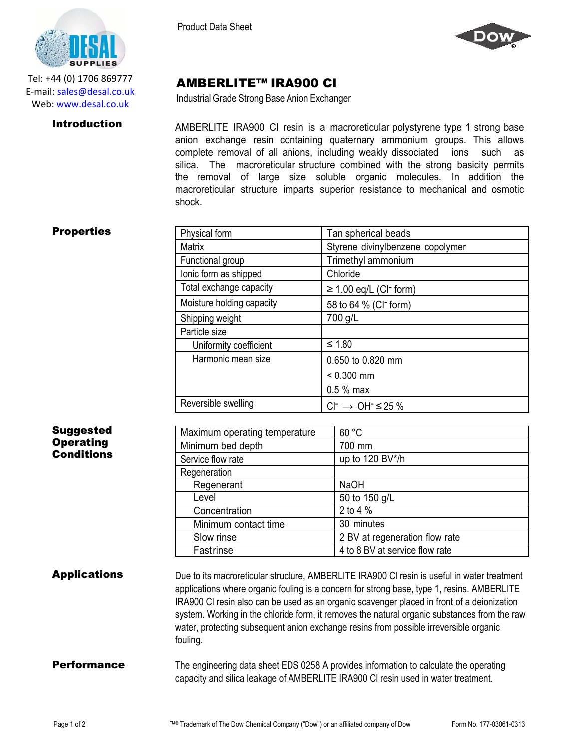Tel: +44 (0) 1706 869777
E-mail: sales@desal.co.uk
Web: www.desal.co.uk

Product Data Sheet

# AMBERLITE™ IRA900 Cl

Industrial Grade Strong Base Anion Exchanger

## Introduction

AMBERLITE IRA900 Cl resin is a macroreticular polystyrene type 1 strong base anion exchange resin containing quaternary ammonium groups. This allows complete removal of all anions, including weakly dissociated ions such as silica. The macroreticular structure combined with the strong basicity permits the removal of large size soluble organic molecules. In addition the macroreticular structure imparts superior resistance to mechanical and osmotic shock.

## Properties

| | |
|---|---|
| Physical form | Tan spherical beads |
| Matrix | Styrene divinylbenzene copolymer |
| Functional group | Trimethyl ammonium |
| Ionic form as shipped | Chloride |
| Total exchange capacity | ≥ 1.00 eq/L ($Cl^-$ form) |
| Moisture holding capacity | 58 to 64 % ($Cl^-$ form) |
| Shipping weight | 700 g/L |
| Particle size | |
| Uniformity coefficient | ≤ 1.80 |
| Harmonic mean size | 0.650 to 0.820 mm |
| | < 0.300 mm |
| | 0.5 % max |
| Reversible swelling | $Cl^- \rightarrow OH^-$ ≤ 25 % |

## Suggested Operating Conditions

| | |
|---|---|
| Maximum operating temperature | 60 °C |
| Minimum bed depth | 700 mm |
| Service flow rate | up to 120 BV*/h |
| Regeneration | |
| Regenerant | NaOH |
| Level | 50 to 150 g/L |
| Concentration | 2 to 4 % |
| Minimum contact time | 30 minutes |
| Slow rinse | 2 BV at regeneration flow rate |
| Fast rinse | 4 to 8 BV at service flow rate |

## Applications

Due to its macroreticular structure, AMBERLITE IRA900 Cl resin is useful in water treatment applications where organic fouling is a concern for strong base, type 1, resins. AMBERLITE IRA900 Cl resin also can be used as an organic scavenger placed in front of a deionization system. Working in the chloride form, it removes the natural organic substances from the raw water, protecting subsequent anion exchange resins from possible irreversible organic fouling.

## Performance

The engineering data sheet EDS 0258 A provides information to calculate the operating capacity and silica leakage of AMBERLITE IRA900 Cl resin used in water treatment.

™® Trademark of The Dow Chemical Company ("Dow") or an affiliated company of Dow

Form No. 177-03061-0313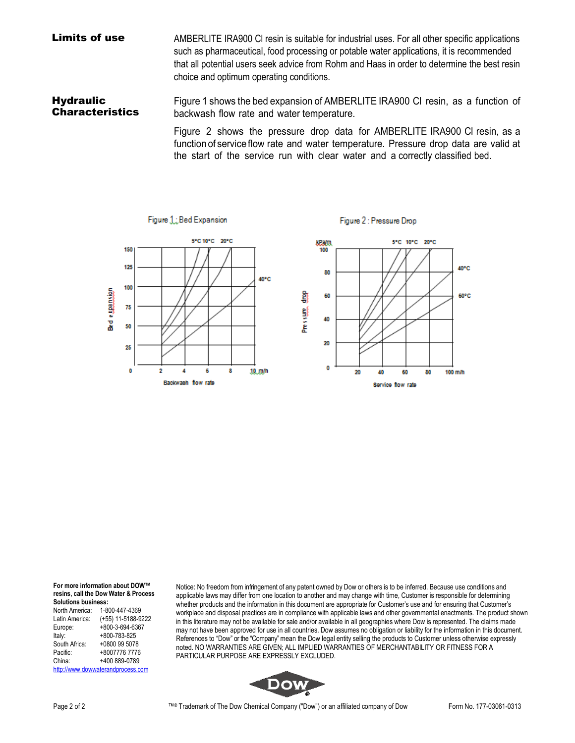## Limits of use

AMBERLITE IRA900 Cl resin is suitable for industrial uses. For all other specific applications such as pharmaceutical, food processing or potable water applications, it is recommended that all potential users seek advice from Rohm and Haas in order to determine the best resin choice and optimum operating conditions.

## Hydraulic Characteristics

Figure 1 shows the bed expansion of AMBERLITE IRA900 Cl resin, as a function of backwash flow rate and water temperature.

Figure 2 shows the pressure drop data for AMBERLITE IRA900 Cl resin, as a function of service flow rate and water temperature. Pressure drop data are valid at the start of the service run with clear water and a correctly classified bed.

Figure 1 : Bed Expansion

5°C 10°C 20°C

40°C

Bed expansion

150
125
100
75
50
25
0

2 4 6 8 10 m/h

Backwash flow rate

Figure 2 : Pressure Drop

kPa/m

5°C 10°C 20°C

40°C

60°C

Pressure drop

100
80
60
40
20
0

20 40 60 80 100 m/h

Service flow rate

**For more information about DOW™ resins, call the Dow Water & Process Solutions business:**

North America: 1-800-447-4369
Latin America: (+55) 11-5188-9222
Europe: +800-3-694-6367
Italy: +800-783-825
South Africa: +0800 99 5078
Pacific: +8007776 7776
China: +400 889-0789
http://www.dowwaterandprocess.com

Notice: No freedom from infringement of any patent owned by Dow or others is to be inferred. Because use conditions and applicable laws may differ from one location to another and may change with time, Customer is responsible for determining whether products and the information in this document are appropriate for Customer's use and for ensuring that Customer's workplace and disposal practices are in compliance with applicable laws and other governmental enactments. The product shown in this literature may not be available for sale and/or available in all geographies where Dow is represented. The claims made may not have been approved for use in all countries. Dow assumes no obligation or liability for the information in this document. References to "Dow" or the "Company" mean the Dow legal entity selling the products to Customer unless otherwise expressly noted. NO WARRANTIES ARE GIVEN; ALL IMPLIED WARRANTIES OF MERCHANTABILITY OR FITNESS FOR A PARTICULAR PURPOSE ARE EXPRESSLY EXCLUDED.

™® Trademark of The Dow Chemical Company ("Dow") or an affiliated company of Dow

Form No. 177-03061-0313